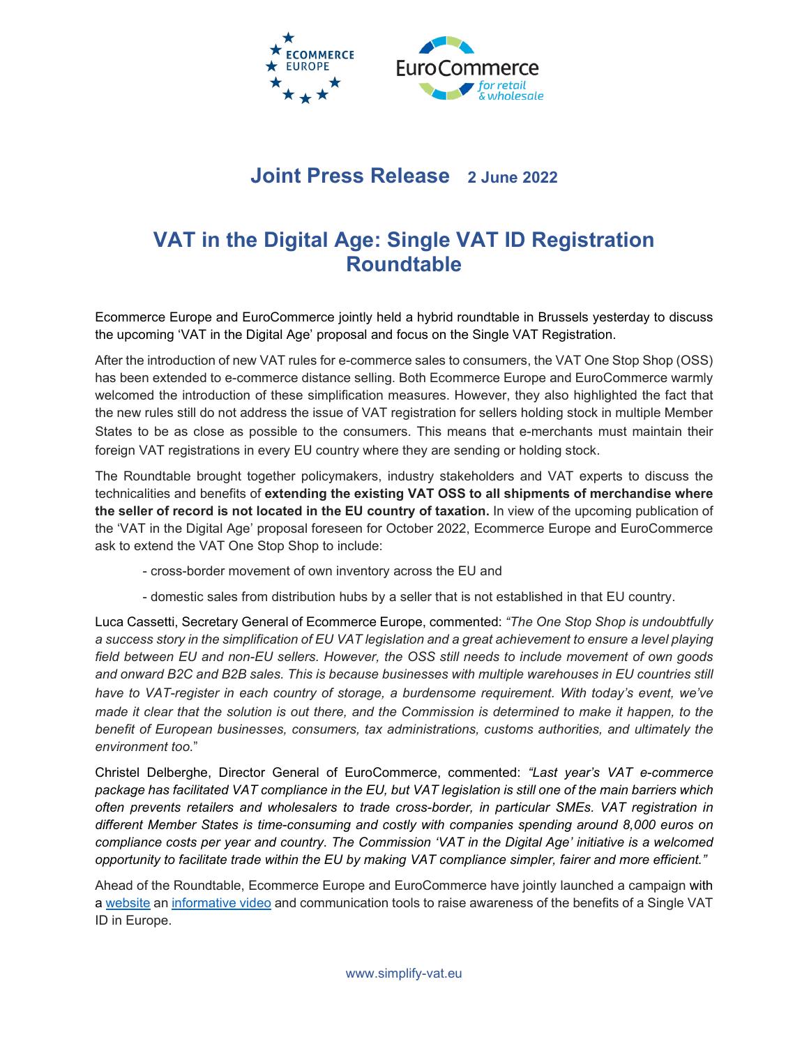# Joint Press Release 2 June 2022

## VAT in the Digital Age: Single VAT ID Registration Roundtable

Ecommerce Europe and EuroCommerce jointly held a hybrid roundtable in Brussels yesterday to discuss the upcoming 'VAT in the Digital Age' proposal and focus on the Single VAT Registration.

After the introduction of new VAT rules for e-commerce sales to consumers, the VAT One Stop Shop (OSS) has been extended to e-commerce distance selling. Both Ecommerce Europe and EuroCommerce warmly welcomed the introduction of these simplification measures. However, they also highlighted the fact that the new rules still do not address the issue of VAT registration for sellers holding stock in multiple Member States to be as close as possible to the consumers. This means that e-merchants must maintain their foreign VAT registrations in every EU country where they are sending or holding stock.

The Roundtable brought together policymakers, industry stakeholders and VAT experts to discuss the technicalities and benefits of **extending the existing VAT OSS to all shipments of merchandise where the seller of record is not located in the EU country of taxation.** In view of the upcoming publication of the 'VAT in the Digital Age' proposal foreseen for October 2022, Ecommerce Europe and EuroCommerce ask to extend the VAT One Stop Shop to include:

- cross-border movement of own inventory across the EU and
- domestic sales from distribution hubs by a seller that is not established in that EU country.

Luca Cassetti, Secretary General of Ecommerce Europe, commented: *"The One Stop Shop is undoubtfully a success story in the simplification of EU VAT legislation and a great achievement to ensure a level playing field between EU and non-EU sellers. However, the OSS still needs to include movement of own goods and onward B2C and B2B sales. This is because businesses with multiple warehouses in EU countries still have to VAT-register in each country of storage, a burdensome requirement. With today's event, we've made it clear that the solution is out there, and the Commission is determined to make it happen, to the benefit of European businesses, consumers, tax administrations, customs authorities, and ultimately the environment too.*"

Christel Delberghe, Director General of EuroCommerce, commented: *"Last year's VAT e-commerce package has facilitated VAT compliance in the EU, but VAT legislation is still one of the main barriers which often prevents retailers and wholesalers to trade cross-border, in particular SMEs. VAT registration in different Member States is time-consuming and costly with companies spending around 8,000 euros on compliance costs per year and country. The Commission 'VAT in the Digital Age' initiative is a welcomed opportunity to facilitate trade within the EU by making VAT compliance simpler, fairer and more efficient."*

Ahead of the Roundtable, Ecommerce Europe and EuroCommerce have jointly launched a campaign with a website an informative video and communication tools to raise awareness of the benefits of a Single VAT ID in Europe.

www.simplify-vat.eu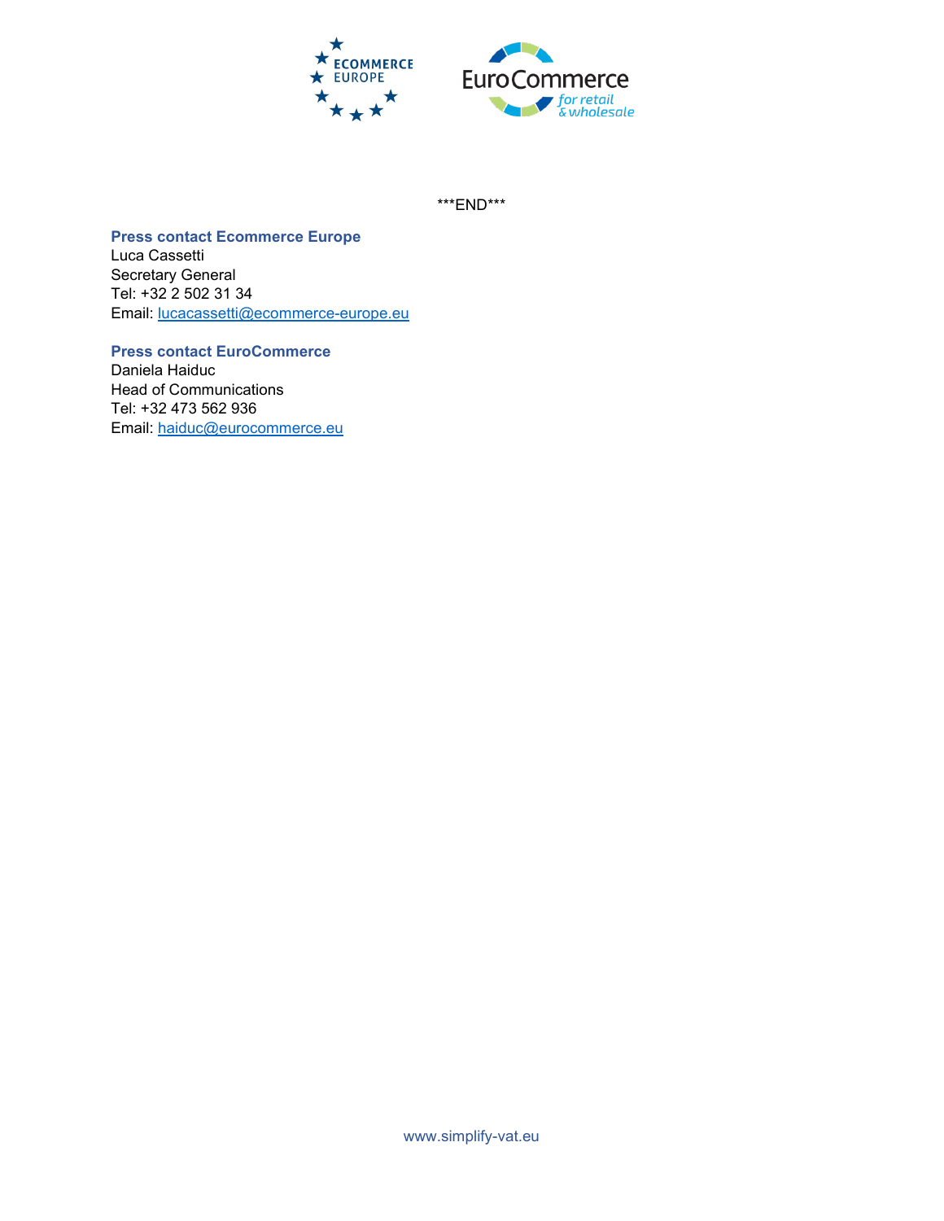***END***

**Press contact Ecommerce Europe**
Luca Cassetti
Secretary General
Tel: +32 2 502 31 34
Email: lucacassetti@ecommerce-europe.eu

**Press contact EuroCommerce**
Daniela Haiduc
Head of Communications
Tel: +32 473 562 936
Email: haiduc@eurocommerce.eu

www.simplify-vat.eu